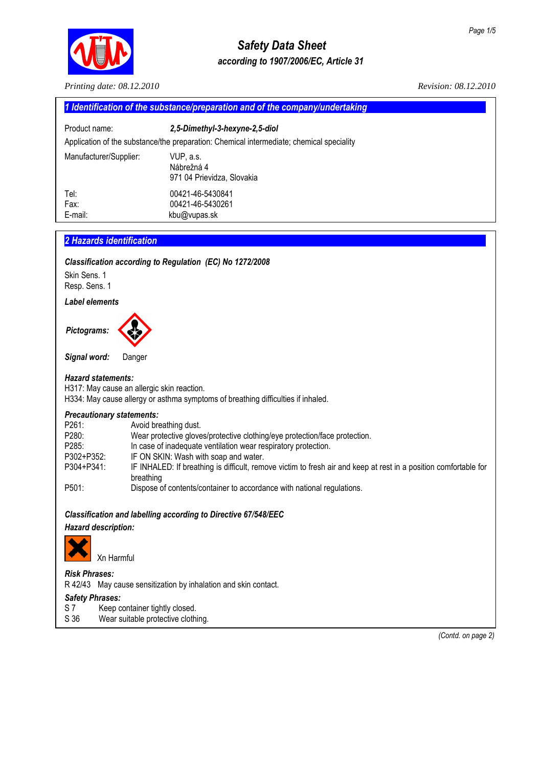# Safety Data Sheet

*according to 1907/2006/EC, Article 31*

*Printing date: 08.12.2010* *Revision: 08.12.2010*

## 1 Identification of the substance/preparation and of the company/undertaking

Product name: ***2,5-Dimethyl-3-hexyne-2,5-diol***

Application of the substance/the preparation: Chemical intermediate; chemical speciality

Manufacturer/Supplier:
VUP, a.s.
Nábrežná 4
971 04 Prievidza, Slovakia

Tel: 00421-46-5430841
Fax: 00421-46-5430261
E-mail: kbu@vupas.sk

## 2 Hazards identification

***Classification according to Regulation (EC) No 1272/2008***

Skin Sens. 1
Resp. Sens. 1

***Label elements***

***Pictograms:***

***Signal word:*** Danger

***Hazard statements:***
H317: May cause an allergic skin reaction.
H334: May cause allergy or asthma symptoms of breathing difficulties if inhaled.

***Precautionary statements:***

P261: Avoid breathing dust.
P280: Wear protective gloves/protective clothing/eye protection/face protection.
P285: In case of inadequate ventilation wear respiratory protection.
P302+P352: IF ON SKIN: Wash with soap and water.
P304+P341: IF INHALED: If breathing is difficult, remove victim to fresh air and keep at rest in a position comfortable for breathing
P501: Dispose of contents/container to accordance with national regulations.

***Classification and labelling according to Directive 67/548/EEC***

***Hazard description:***

Xn Harmful

***Risk Phrases:***
R 42/43 May cause sensitization by inhalation and skin contact.

***Safety Phrases:***
S 7 Keep container tightly closed.
S 36 Wear suitable protective clothing.

*(Contd. on page 2)*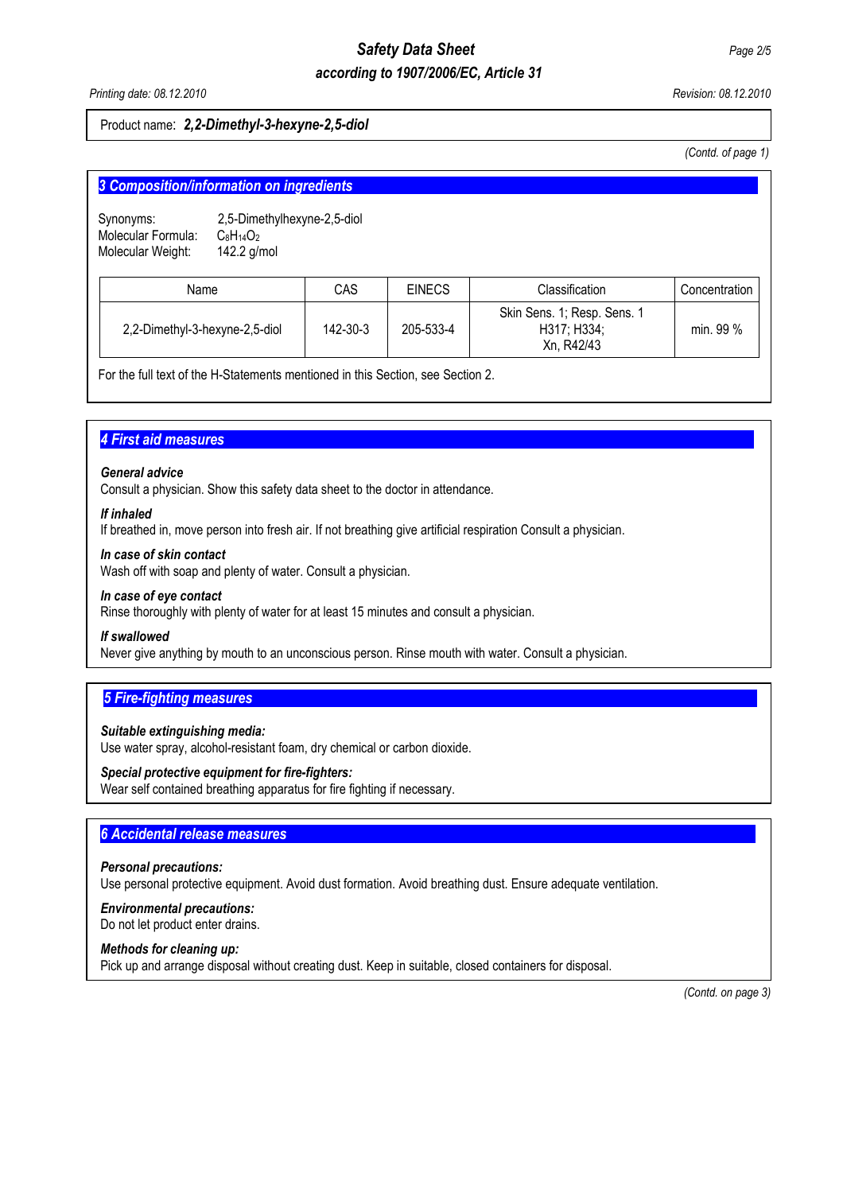Product name: ***2,2-Dimethyl-3-hexyne-2,5-diol***

*(Contd. of page 1)*

## 3 Composition/information on ingredients

Synonyms: 2,5-Dimethylhexyne-2,5-diol
Molecular Formula: $C_8H_{14}O_2$
Molecular Weight: 142.2 g/mol

| Name | CAS | EINECS | Classification | Concentration |
|---|---|---|---|---|
| 2,2-Dimethyl-3-hexyne-2,5-diol | 142-30-3 | 205-533-4 | Skin Sens. 1; Resp. Sens. 1 H317; H334; Xn, R42/43 | min. 99 % |

For the full text of the H-Statements mentioned in this Section, see Section 2.

## 4 First aid measures

***General advice***
Consult a physician. Show this safety data sheet to the doctor in attendance.

***If inhaled***
If breathed in, move person into fresh air. If not breathing give artificial respiration Consult a physician.

***In case of skin contact***
Wash off with soap and plenty of water. Consult a physician.

***In case of eye contact***
Rinse thoroughly with plenty of water for at least 15 minutes and consult a physician.

***If swallowed***
Never give anything by mouth to an unconscious person. Rinse mouth with water. Consult a physician.

## 5 Fire-fighting measures

***Suitable extinguishing media:***
Use water spray, alcohol-resistant foam, dry chemical or carbon dioxide.

***Special protective equipment for fire-fighters:***
Wear self contained breathing apparatus for fire fighting if necessary.

## 6 Accidental release measures

***Personal precautions:***
Use personal protective equipment. Avoid dust formation. Avoid breathing dust. Ensure adequate ventilation.

***Environmental precautions:***
Do not let product enter drains.

***Methods for cleaning up:***
Pick up and arrange disposal without creating dust. Keep in suitable, closed containers for disposal.

*(Contd. on page 3)*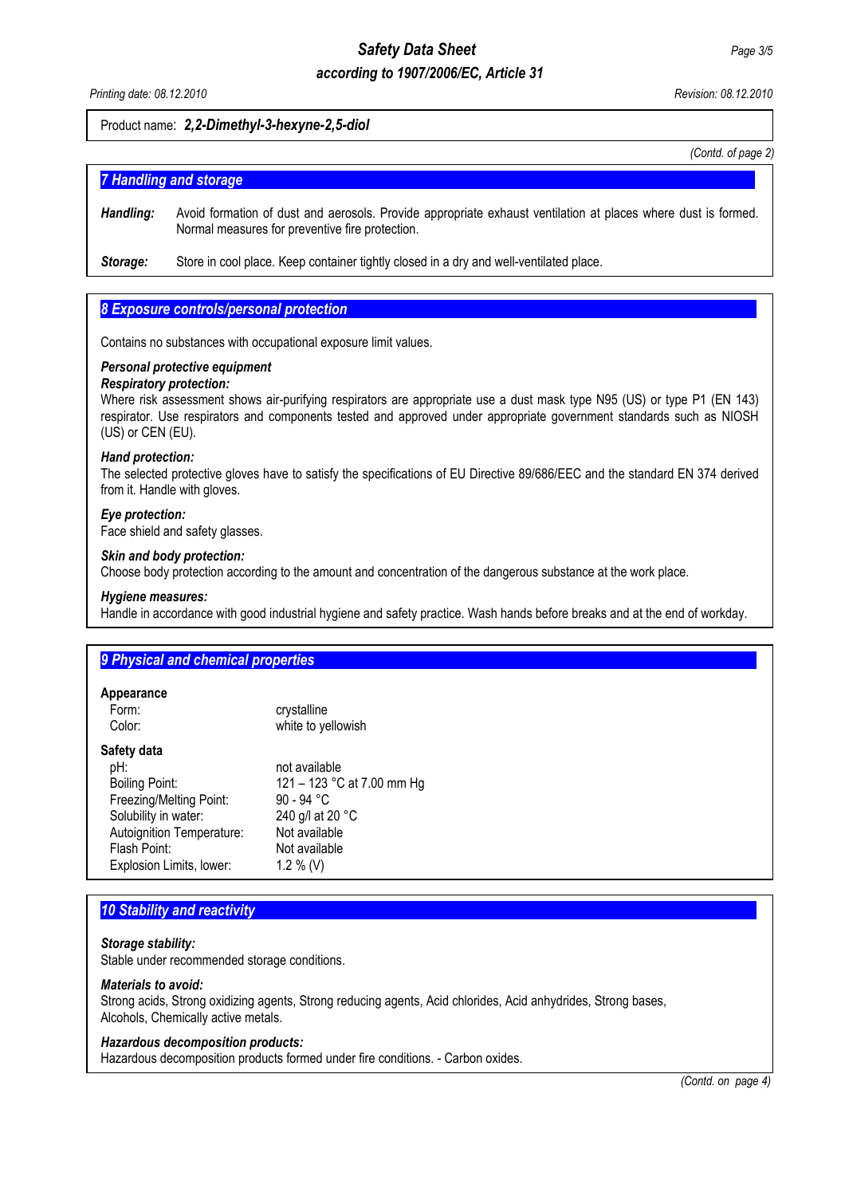Product name: ***2,2-Dimethyl-3-hexyne-2,5-diol***

*(Contd. of page 2)*

## *7 Handling and storage*

***Handling:*** Avoid formation of dust and aerosols. Provide appropriate exhaust ventilation at places where dust is formed. Normal measures for preventive fire protection.

***Storage:*** Store in cool place. Keep container tightly closed in a dry and well-ventilated place.

## *8 Exposure controls/personal protection*

Contains no substances with occupational exposure limit values.

***Personal protective equipment***

***Respiratory protection:***
Where risk assessment shows air-purifying respirators are appropriate use a dust mask type N95 (US) or type P1 (EN 143) respirator. Use respirators and components tested and approved under appropriate government standards such as NIOSH (US) or CEN (EU).

***Hand protection:***
The selected protective gloves have to satisfy the specifications of EU Directive 89/686/EEC and the standard EN 374 derived from it. Handle with gloves.

***Eye protection:***
Face shield and safety glasses.

***Skin and body protection:***
Choose body protection according to the amount and concentration of the dangerous substance at the work place.

***Hygiene measures:***
Handle in accordance with good industrial hygiene and safety practice. Wash hands before breaks and at the end of workday.

## *9 Physical and chemical properties*

**Appearance**

| | |
|---|---|
| Form: | crystalline |
| Color: | white to yellowish |

**Safety data**

| | |
|---|---|
| pH: | not available |
| Boiling Point: | 121 – 123 °C at 7.00 mm Hg |
| Freezing/Melting Point: | 90 - 94 °C |
| Solubility in water: | 240 g/l at 20 °C |
| Autoignition Temperature: | Not available |
| Flash Point: | Not available |
| Explosion Limits, lower: | 1.2 % (V) |

## *10 Stability and reactivity*

***Storage stability:***
Stable under recommended storage conditions.

***Materials to avoid:***
Strong acids, Strong oxidizing agents, Strong reducing agents, Acid chlorides, Acid anhydrides, Strong bases, Alcohols, Chemically active metals.

***Hazardous decomposition products:***
Hazardous decomposition products formed under fire conditions. - Carbon oxides.

*(Contd. on page 4)*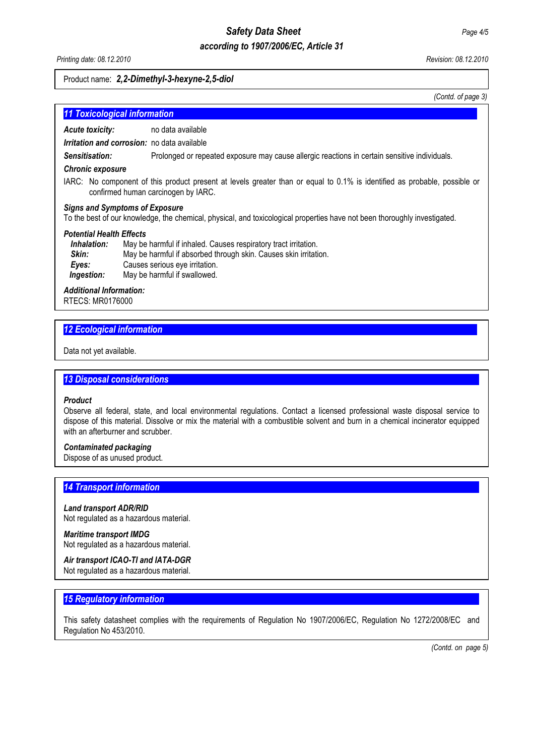Product name: ***2,2-Dimethyl-3-hexyne-2,5-diol***

*(Contd. of page 3)*

## 11 Toxicological information

***Acute toxicity:*** no data available

***Irritation and corrosion:*** no data available

***Sensitisation:*** Prolonged or repeated exposure may cause allergic reactions in certain sensitive individuals.

***Chronic exposure***

IARC: No component of this product present at levels greater than or equal to 0.1% is identified as probable, possible or confirmed human carcinogen by IARC.

***Signs and Symptoms of Exposure***

To the best of our knowledge, the chemical, physical, and toxicological properties have not been thoroughly investigated.

***Potential Health Effects***

- ***Inhalation:*** May be harmful if inhaled. Causes respiratory tract irritation.
- ***Skin:*** May be harmful if absorbed through skin. Causes skin irritation.
- ***Eyes:*** Causes serious eye irritation.
- ***Ingestion:*** May be harmful if swallowed.

***Additional Information:***

RTECS: MR0176000

## 12 Ecological information

Data not yet available.

## 13 Disposal considerations

***Product***

Observe all federal, state, and local environmental regulations. Contact a licensed professional waste disposal service to dispose of this material. Dissolve or mix the material with a combustible solvent and burn in a chemical incinerator equipped with an afterburner and scrubber.

***Contaminated packaging***

Dispose of as unused product.

## 14 Transport information

***Land transport ADR/RID***

Not regulated as a hazardous material.

***Maritime transport IMDG***

Not regulated as a hazardous material.

***Air transport ICAO-TI and IATA-DGR***

Not regulated as a hazardous material.

## 15 Regulatory information

This safety datasheet complies with the requirements of Regulation No 1907/2006/EC, Regulation No 1272/2008/EC and Regulation No 453/2010.

*(Contd. on page 5)*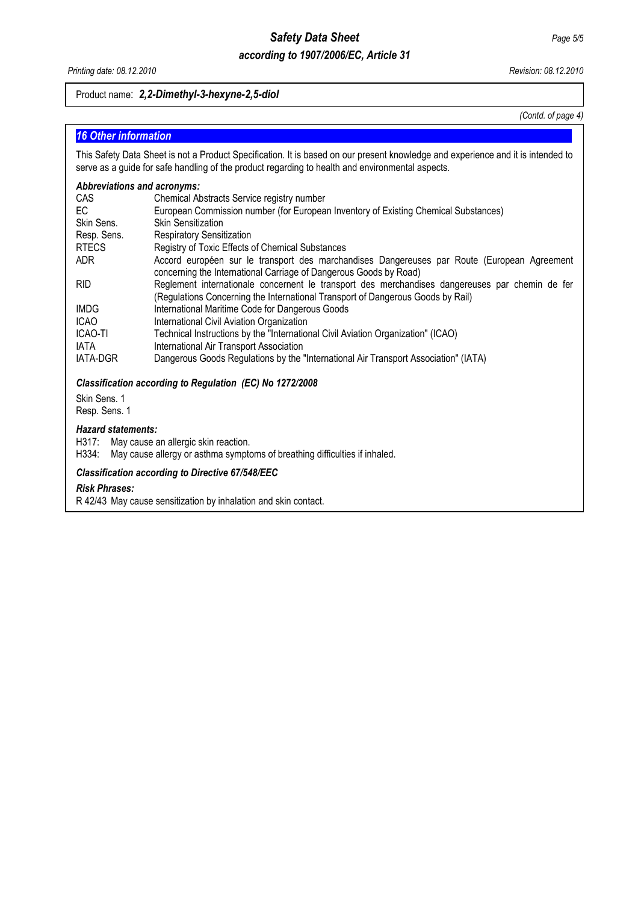Product name: ***2,2-Dimethyl-3-hexyne-2,5-diol***

*(Contd. of page 4)*

## *16 Other information*

This Safety Data Sheet is not a Product Specification. It is based on our present knowledge and experience and it is intended to serve as a guide for safe handling of the product regarding to health and environmental aspects.

***Abbreviations and acronyms:***

| | |
|---|---|
| CAS | Chemical Abstracts Service registry number |
| EC | European Commission number (for European Inventory of Existing Chemical Substances) |
| Skin Sens. | Skin Sensitization |
| Resp. Sens. | Respiratory Sensitization |
| RTECS | Registry of Toxic Effects of Chemical Substances |
| ADR | Accord européen sur le transport des marchandises Dangereuses par Route (European Agreement concerning the International Carriage of Dangerous Goods by Road) |
| RID | Reglement internationale concernent le transport des merchandises dangereuses par chemin de fer (Regulations Concerning the International Transport of Dangerous Goods by Rail) |
| IMDG | International Maritime Code for Dangerous Goods |
| ICAO | International Civil Aviation Organization |
| ICAO-TI | Technical Instructions by the "International Civil Aviation Organization" (ICAO) |
| IATA | International Air Transport Association |
| IATA-DGR | Dangerous Goods Regulations by the "International Air Transport Association" (IATA) |

***Classification according to Regulation (EC) No 1272/2008***

Skin Sens. 1
Resp. Sens. 1

***Hazard statements:***

H317: May cause an allergic skin reaction.
H334: May cause allergy or asthma symptoms of breathing difficulties if inhaled.

***Classification according to Directive 67/548/EEC***

***Risk Phrases:***

R 42/43 May cause sensitization by inhalation and skin contact.